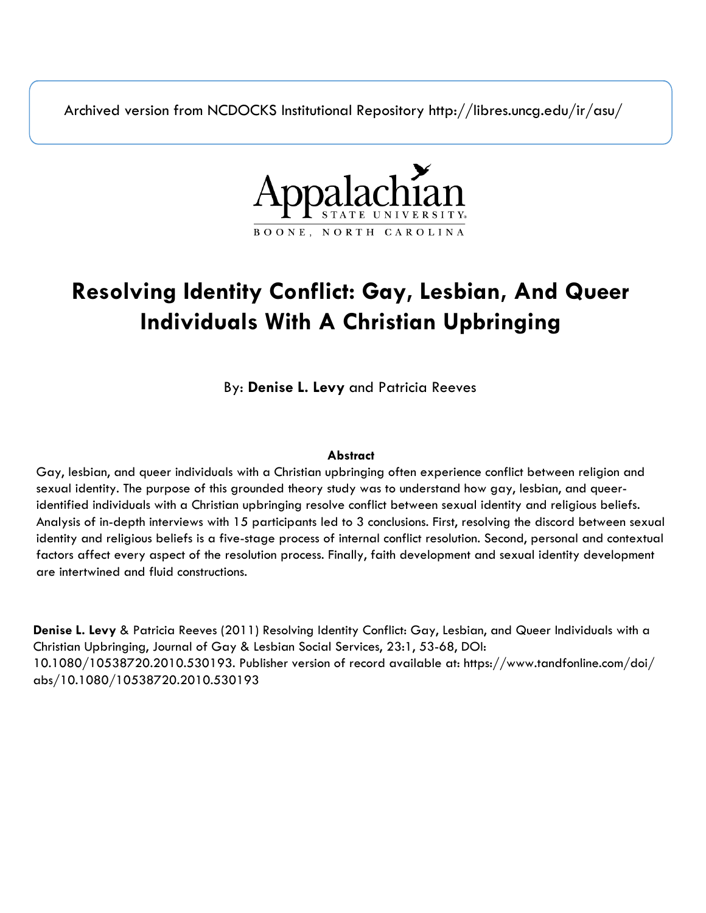Archived version from NCDOCKS Institutional Repository http://libres.uncg.edu/ir/asu/

Appalachian State University
BOONE, NORTH CAROLINA

# Resolving Identity Conflict: Gay, Lesbian, And Queer Individuals With A Christian Upbringing

By: **Denise L. Levy** and Patricia Reeves

**Abstract**

Gay, lesbian, and queer individuals with a Christian upbringing often experience conflict between religion and sexual identity. The purpose of this grounded theory study was to understand how gay, lesbian, and queer-identified individuals with a Christian upbringing resolve conflict between sexual identity and religious beliefs. Analysis of in-depth interviews with 15 participants led to 3 conclusions. First, resolving the discord between sexual identity and religious beliefs is a five-stage process of internal conflict resolution. Second, personal and contextual factors affect every aspect of the resolution process. Finally, faith development and sexual identity development are intertwined and fluid constructions.

**Denise L. Levy** & Patricia Reeves (2011) Resolving Identity Conflict: Gay, Lesbian, and Queer Individuals with a Christian Upbringing, Journal of Gay & Lesbian Social Services, 23:1, 53-68, DOI: 10.1080/10538720.2010.530193. Publisher version of record available at: https://www.tandfonline.com/doi/abs/10.1080/10538720.2010.530193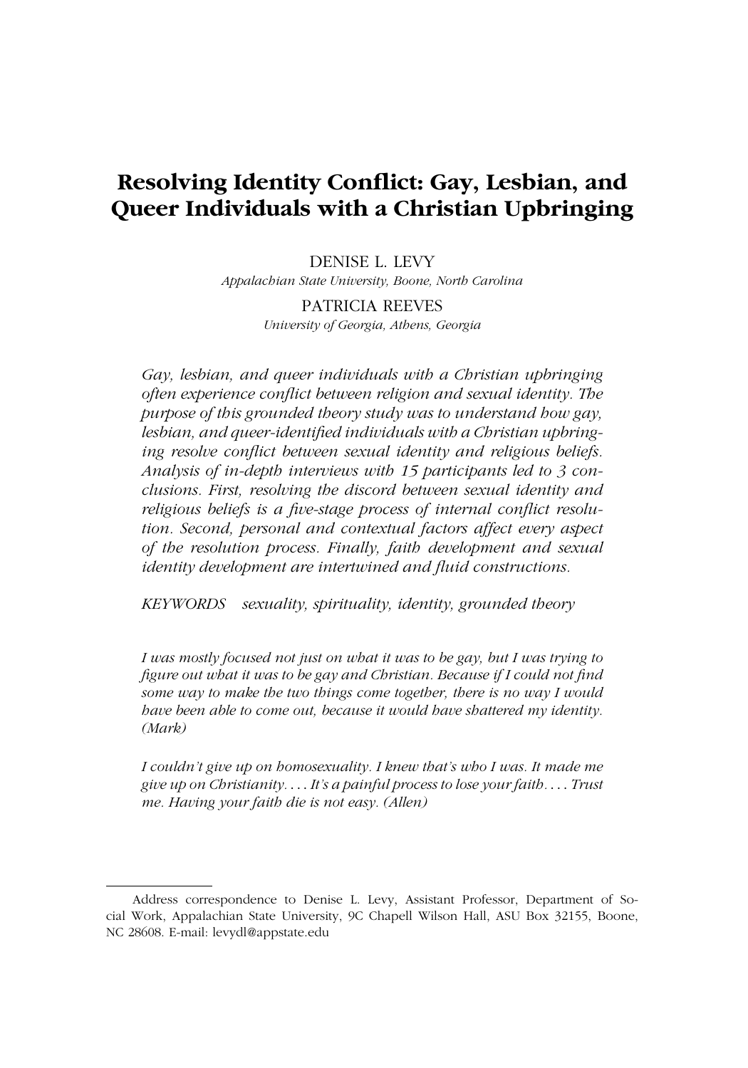# Resolving Identity Conflict: Gay, Lesbian, and Queer Individuals with a Christian Upbringing

DENISE L. LEVY
*Appalachian State University, Boone, North Carolina*

PATRICIA REEVES
*University of Georgia, Athens, Georgia*

*Gay, lesbian, and queer individuals with a Christian upbringing often experience conflict between religion and sexual identity. The purpose of this grounded theory study was to understand how gay, lesbian, and queer-identified individuals with a Christian upbringing resolve conflict between sexual identity and religious beliefs. Analysis of in-depth interviews with 15 participants led to 3 conclusions. First, resolving the discord between sexual identity and religious beliefs is a five-stage process of internal conflict resolution. Second, personal and contextual factors affect every aspect of the resolution process. Finally, faith development and sexual identity development are intertwined and fluid constructions.*

*KEYWORDS sexuality, spirituality, identity, grounded theory*

*I was mostly focused not just on what it was to be gay, but I was trying to figure out what it was to be gay and Christian. Because if I could not find some way to make the two things come together, there is no way I would have been able to come out, because it would have shattered my identity. (Mark)*

*I couldn't give up on homosexuality. I knew that's who I was. It made me give up on Christianity. . . . It's a painful process to lose your faith. . . . Trust me. Having your faith die is not easy. (Allen)*

Address correspondence to Denise L. Levy, Assistant Professor, Department of Social Work, Appalachian State University, 9C Chapell Wilson Hall, ASU Box 32155, Boone, NC 28608. E-mail: levydl@appstate.edu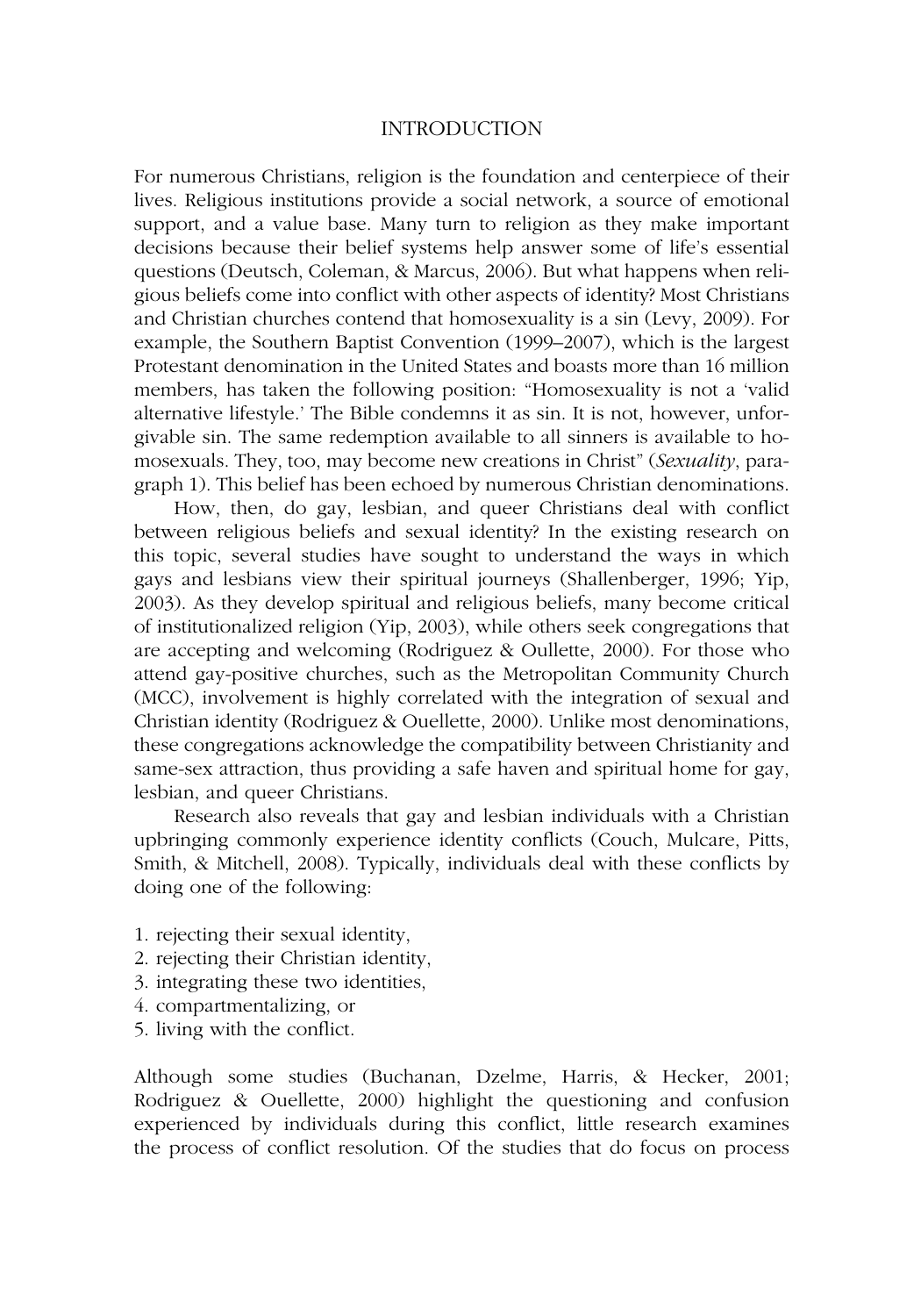## INTRODUCTION

For numerous Christians, religion is the foundation and centerpiece of their lives. Religious institutions provide a social network, a source of emotional support, and a value base. Many turn to religion as they make important decisions because their belief systems help answer some of life's essential questions (Deutsch, Coleman, & Marcus, 2006). But what happens when religious beliefs come into conflict with other aspects of identity? Most Christians and Christian churches contend that homosexuality is a sin (Levy, 2009). For example, the Southern Baptist Convention (1999–2007), which is the largest Protestant denomination in the United States and boasts more than 16 million members, has taken the following position: "Homosexuality is not a 'valid alternative lifestyle.' The Bible condemns it as sin. It is not, however, unforgivable sin. The same redemption available to all sinners is available to homosexuals. They, too, may become new creations in Christ" (*Sexuality*, paragraph 1). This belief has been echoed by numerous Christian denominations.

How, then, do gay, lesbian, and queer Christians deal with conflict between religious beliefs and sexual identity? In the existing research on this topic, several studies have sought to understand the ways in which gays and lesbians view their spiritual journeys (Shallenberger, 1996; Yip, 2003). As they develop spiritual and religious beliefs, many become critical of institutionalized religion (Yip, 2003), while others seek congregations that are accepting and welcoming (Rodriguez & Oullette, 2000). For those who attend gay-positive churches, such as the Metropolitan Community Church (MCC), involvement is highly correlated with the integration of sexual and Christian identity (Rodriguez & Ouellette, 2000). Unlike most denominations, these congregations acknowledge the compatibility between Christianity and same-sex attraction, thus providing a safe haven and spiritual home for gay, lesbian, and queer Christians.

Research also reveals that gay and lesbian individuals with a Christian upbringing commonly experience identity conflicts (Couch, Mulcare, Pitts, Smith, & Mitchell, 2008). Typically, individuals deal with these conflicts by doing one of the following:

1. rejecting their sexual identity,
2. rejecting their Christian identity,
3. integrating these two identities,
4. compartmentalizing, or
5. living with the conflict.

Although some studies (Buchanan, Dzelme, Harris, & Hecker, 2001; Rodriguez & Ouellette, 2000) highlight the questioning and confusion experienced by individuals during this conflict, little research examines the process of conflict resolution. Of the studies that do focus on process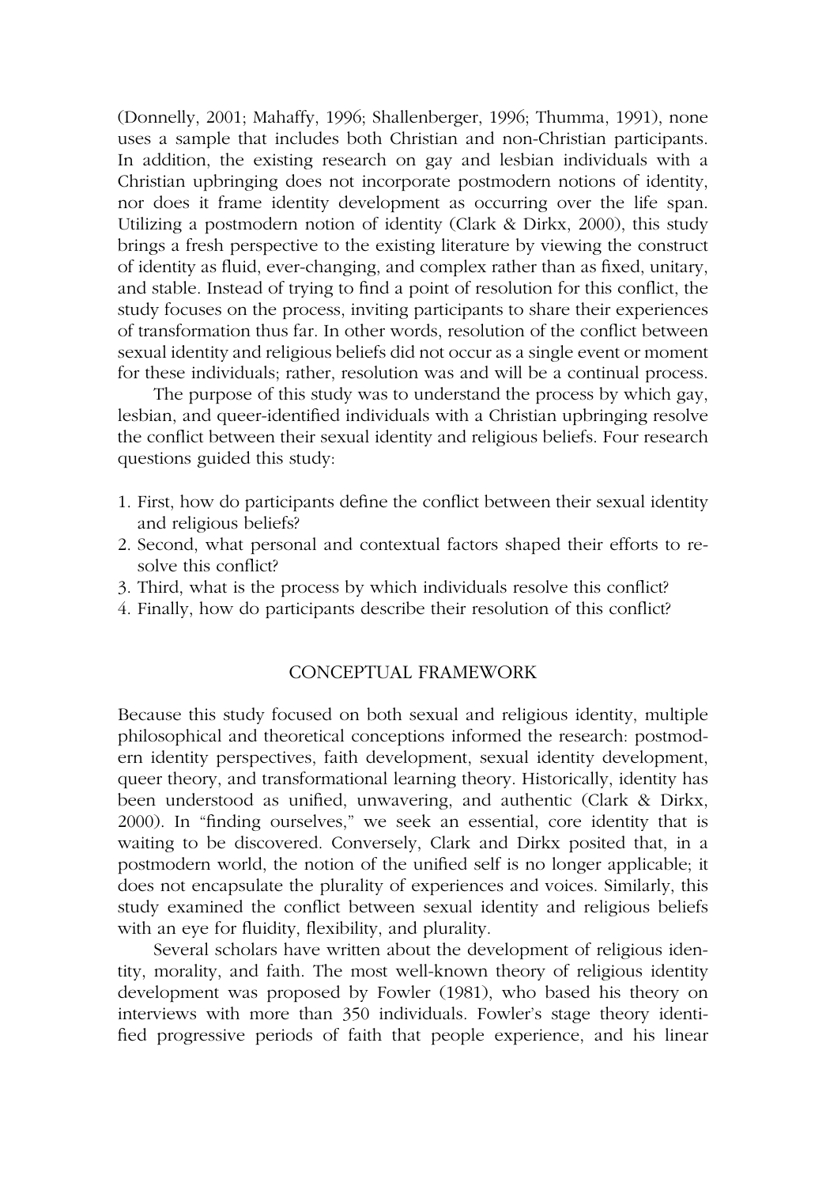(Donnelly, 2001; Mahaffy, 1996; Shallenberger, 1996; Thumma, 1991), none uses a sample that includes both Christian and non-Christian participants. In addition, the existing research on gay and lesbian individuals with a Christian upbringing does not incorporate postmodern notions of identity, nor does it frame identity development as occurring over the life span. Utilizing a postmodern notion of identity (Clark & Dirkx, 2000), this study brings a fresh perspective to the existing literature by viewing the construct of identity as fluid, ever-changing, and complex rather than as fixed, unitary, and stable. Instead of trying to find a point of resolution for this conflict, the study focuses on the process, inviting participants to share their experiences of transformation thus far. In other words, resolution of the conflict between sexual identity and religious beliefs did not occur as a single event or moment for these individuals; rather, resolution was and will be a continual process.

The purpose of this study was to understand the process by which gay, lesbian, and queer-identified individuals with a Christian upbringing resolve the conflict between their sexual identity and religious beliefs. Four research questions guided this study:

1. First, how do participants define the conflict between their sexual identity and religious beliefs?
2. Second, what personal and contextual factors shaped their efforts to resolve this conflict?
3. Third, what is the process by which individuals resolve this conflict?
4. Finally, how do participants describe their resolution of this conflict?

## CONCEPTUAL FRAMEWORK

Because this study focused on both sexual and religious identity, multiple philosophical and theoretical conceptions informed the research: postmodern identity perspectives, faith development, sexual identity development, queer theory, and transformational learning theory. Historically, identity has been understood as unified, unwavering, and authentic (Clark & Dirkx, 2000). In "finding ourselves," we seek an essential, core identity that is waiting to be discovered. Conversely, Clark and Dirkx posited that, in a postmodern world, the notion of the unified self is no longer applicable; it does not encapsulate the plurality of experiences and voices. Similarly, this study examined the conflict between sexual identity and religious beliefs with an eye for fluidity, flexibility, and plurality.

Several scholars have written about the development of religious identity, morality, and faith. The most well-known theory of religious identity development was proposed by Fowler (1981), who based his theory on interviews with more than 350 individuals. Fowler's stage theory identified progressive periods of faith that people experience, and his linear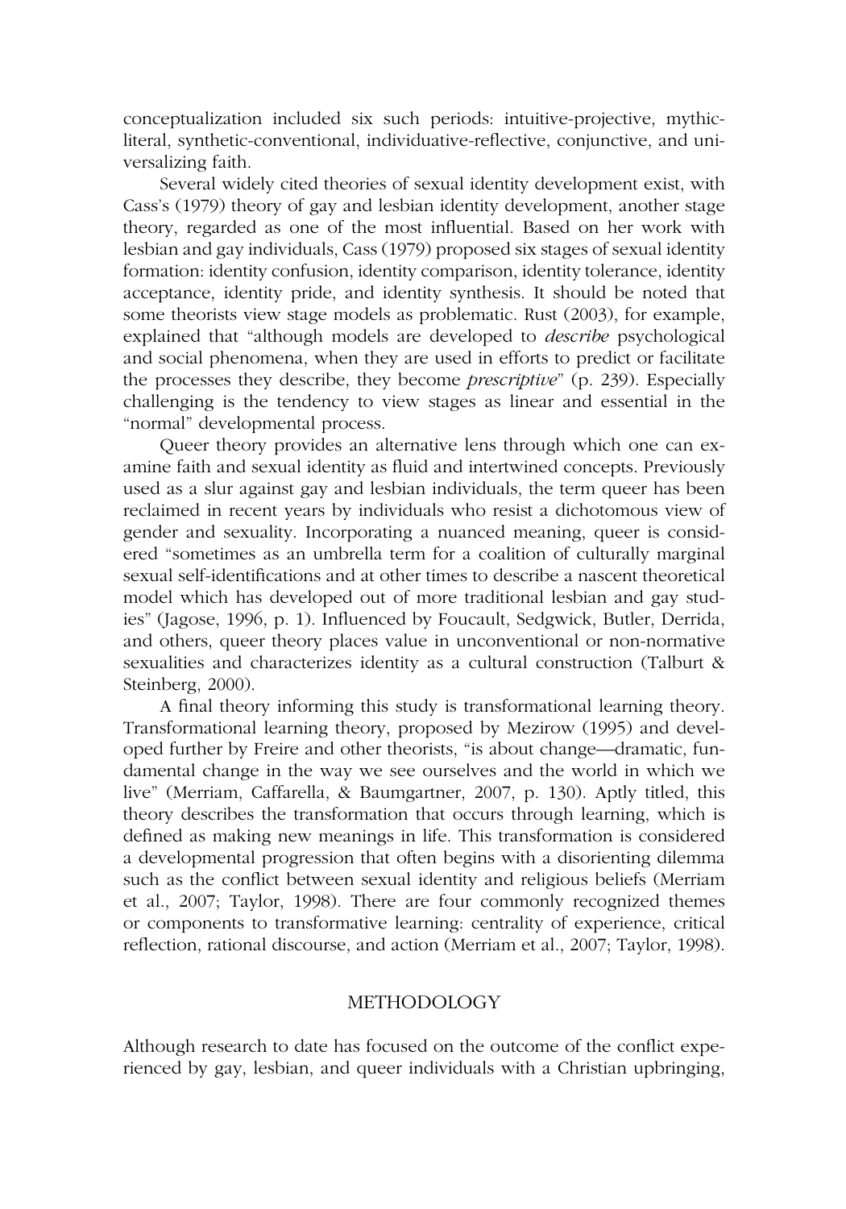conceptualization included six such periods: intuitive-projective, mythic-literal, synthetic-conventional, individuative-reflective, conjunctive, and universalizing faith.

Several widely cited theories of sexual identity development exist, with Cass's (1979) theory of gay and lesbian identity development, another stage theory, regarded as one of the most influential. Based on her work with lesbian and gay individuals, Cass (1979) proposed six stages of sexual identity formation: identity confusion, identity comparison, identity tolerance, identity acceptance, identity pride, and identity synthesis. It should be noted that some theorists view stage models as problematic. Rust (2003), for example, explained that "although models are developed to *describe* psychological and social phenomena, when they are used in efforts to predict or facilitate the processes they describe, they become *prescriptive*" (p. 239). Especially challenging is the tendency to view stages as linear and essential in the "normal" developmental process.

Queer theory provides an alternative lens through which one can examine faith and sexual identity as fluid and intertwined concepts. Previously used as a slur against gay and lesbian individuals, the term queer has been reclaimed in recent years by individuals who resist a dichotomous view of gender and sexuality. Incorporating a nuanced meaning, queer is considered "sometimes as an umbrella term for a coalition of culturally marginal sexual self-identifications and at other times to describe a nascent theoretical model which has developed out of more traditional lesbian and gay studies" (Jagose, 1996, p. 1). Influenced by Foucault, Sedgwick, Butler, Derrida, and others, queer theory places value in unconventional or non-normative sexualities and characterizes identity as a cultural construction (Talburt & Steinberg, 2000).

A final theory informing this study is transformational learning theory. Transformational learning theory, proposed by Mezirow (1995) and developed further by Freire and other theorists, "is about change—dramatic, fundamental change in the way we see ourselves and the world in which we live" (Merriam, Caffarella, & Baumgartner, 2007, p. 130). Aptly titled, this theory describes the transformation that occurs through learning, which is defined as making new meanings in life. This transformation is considered a developmental progression that often begins with a disorienting dilemma such as the conflict between sexual identity and religious beliefs (Merriam et al., 2007; Taylor, 1998). There are four commonly recognized themes or components to transformative learning: centrality of experience, critical reflection, rational discourse, and action (Merriam et al., 2007; Taylor, 1998).

## METHODOLOGY

Although research to date has focused on the outcome of the conflict experienced by gay, lesbian, and queer individuals with a Christian upbringing,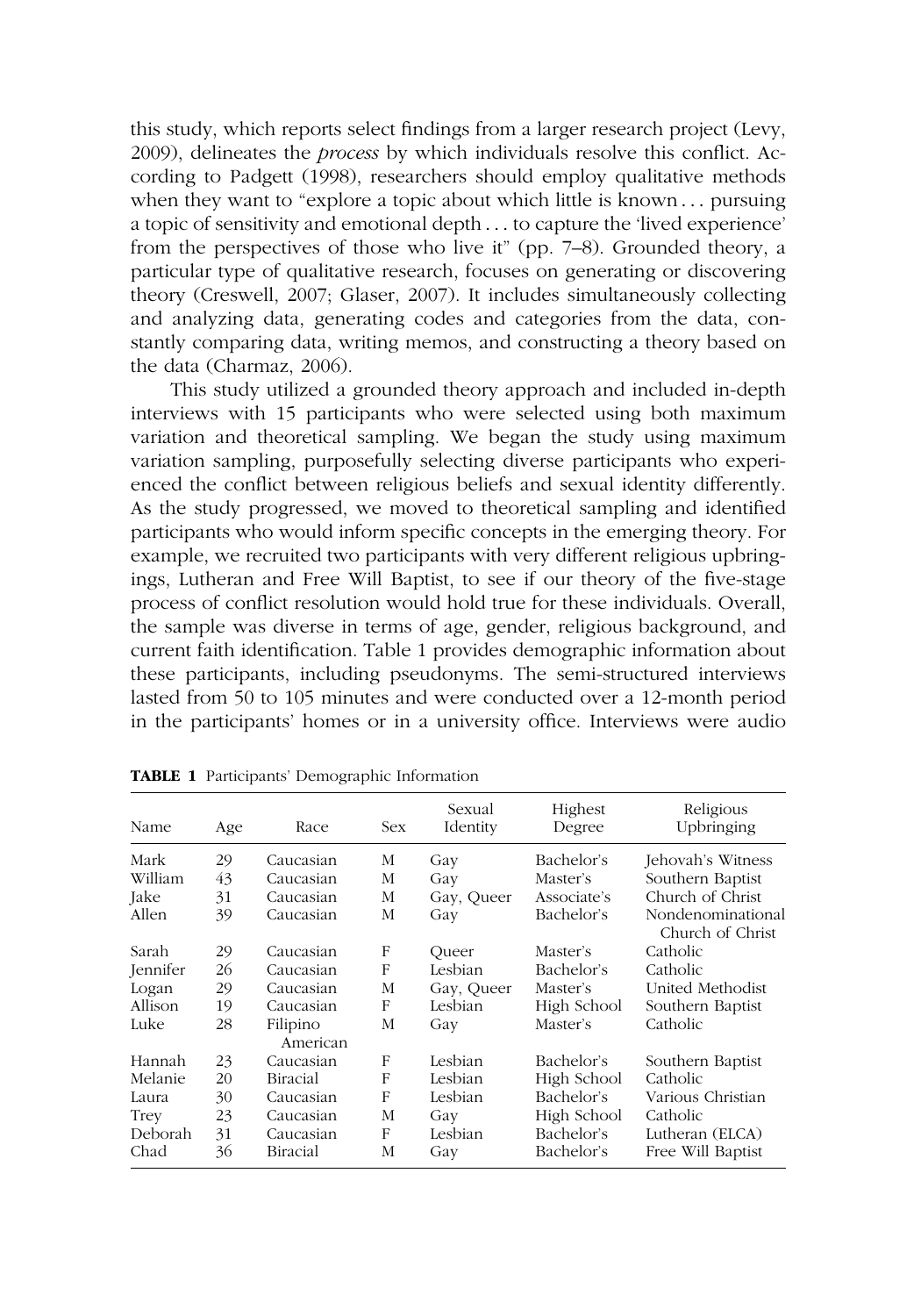this study, which reports select findings from a larger research project (Levy, 2009), delineates the *process* by which individuals resolve this conflict. According to Padgett (1998), researchers should employ qualitative methods when they want to "explore a topic about which little is known . . . pursuing a topic of sensitivity and emotional depth . . . to capture the 'lived experience' from the perspectives of those who live it" (pp. 7–8). Grounded theory, a particular type of qualitative research, focuses on generating or discovering theory (Creswell, 2007; Glaser, 2007). It includes simultaneously collecting and analyzing data, generating codes and categories from the data, constantly comparing data, writing memos, and constructing a theory based on the data (Charmaz, 2006).

This study utilized a grounded theory approach and included in-depth interviews with 15 participants who were selected using both maximum variation and theoretical sampling. We began the study using maximum variation sampling, purposefully selecting diverse participants who experienced the conflict between religious beliefs and sexual identity differently. As the study progressed, we moved to theoretical sampling and identified participants who would inform specific concepts in the emerging theory. For example, we recruited two participants with very different religious upbringings, Lutheran and Free Will Baptist, to see if our theory of the five-stage process of conflict resolution would hold true for these individuals. Overall, the sample was diverse in terms of age, gender, religious background, and current faith identification. Table 1 provides demographic information about these participants, including pseudonyms. The semi-structured interviews lasted from 50 to 105 minutes and were conducted over a 12-month period in the participants' homes or in a university office. Interviews were audio

**TABLE 1** Participants' Demographic Information

| Name | Age | Race | Sex | Sexual Identity | Highest Degree | Religious Upbringing |
|---|---|---|---|---|---|---|
| Mark | 29 | Caucasian | M | Gay | Bachelor's | Jehovah's Witness |
| William | 43 | Caucasian | M | Gay | Master's | Southern Baptist |
| Jake | 31 | Caucasian | M | Gay, Queer | Associate's | Church of Christ |
| Allen | 39 | Caucasian | M | Gay | Bachelor's | Nondenominational Church of Christ |
| Sarah | 29 | Caucasian | F | Queer | Master's | Catholic |
| Jennifer | 26 | Caucasian | F | Lesbian | Bachelor's | Catholic |
| Logan | 29 | Caucasian | M | Gay, Queer | Master's | United Methodist |
| Allison | 19 | Caucasian | F | Lesbian | High School | Southern Baptist |
| Luke | 28 | Filipino American | M | Gay | Master's | Catholic |
| Hannah | 23 | Caucasian | F | Lesbian | Bachelor's | Southern Baptist |
| Melanie | 20 | Biracial | F | Lesbian | High School | Catholic |
| Laura | 30 | Caucasian | F | Lesbian | Bachelor's | Various Christian |
| Trey | 23 | Caucasian | M | Gay | High School | Catholic |
| Deborah | 31 | Caucasian | F | Lesbian | Bachelor's | Lutheran (ELCA) |
| Chad | 36 | Biracial | M | Gay | Bachelor's | Free Will Baptist |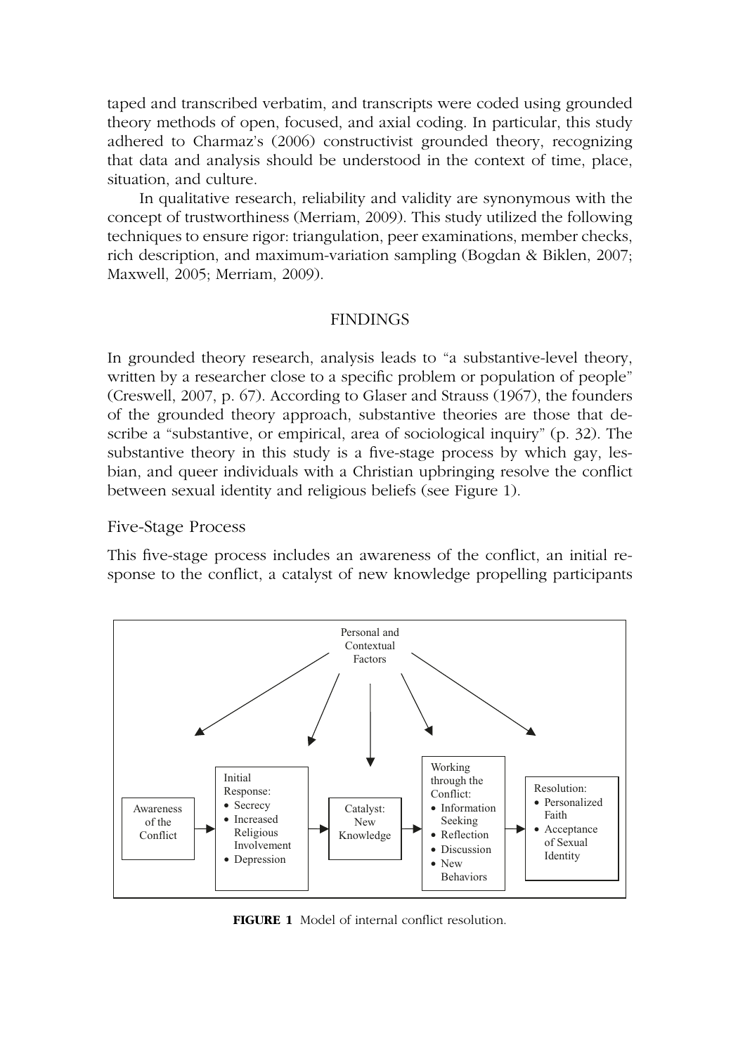taped and transcribed verbatim, and transcripts were coded using grounded theory methods of open, focused, and axial coding. In particular, this study adhered to Charmaz's (2006) constructivist grounded theory, recognizing that data and analysis should be understood in the context of time, place, situation, and culture.

In qualitative research, reliability and validity are synonymous with the concept of trustworthiness (Merriam, 2009). This study utilized the following techniques to ensure rigor: triangulation, peer examinations, member checks, rich description, and maximum-variation sampling (Bogdan & Biklen, 2007; Maxwell, 2005; Merriam, 2009).

## FINDINGS

In grounded theory research, analysis leads to "a substantive-level theory, written by a researcher close to a specific problem or population of people" (Creswell, 2007, p. 67). According to Glaser and Strauss (1967), the founders of the grounded theory approach, substantive theories are those that describe a "substantive, or empirical, area of sociological inquiry" (p. 32). The substantive theory in this study is a five-stage process by which gay, lesbian, and queer individuals with a Christian upbringing resolve the conflict between sexual identity and religious beliefs (see Figure 1).

### Five-Stage Process

This five-stage process includes an awareness of the conflict, an initial response to the conflict, a catalyst of new knowledge propelling participants

Personal and Contextual Factors

Awareness of the Conflict → Initial Response: • Secrecy • Increased Religious Involvement • Depression → Catalyst: New Knowledge → Working through the Conflict: • Information Seeking • Reflection • Discussion • New Behaviors → Resolution: • Personalized Faith • Acceptance of Sexual Identity

**FIGURE 1** Model of internal conflict resolution.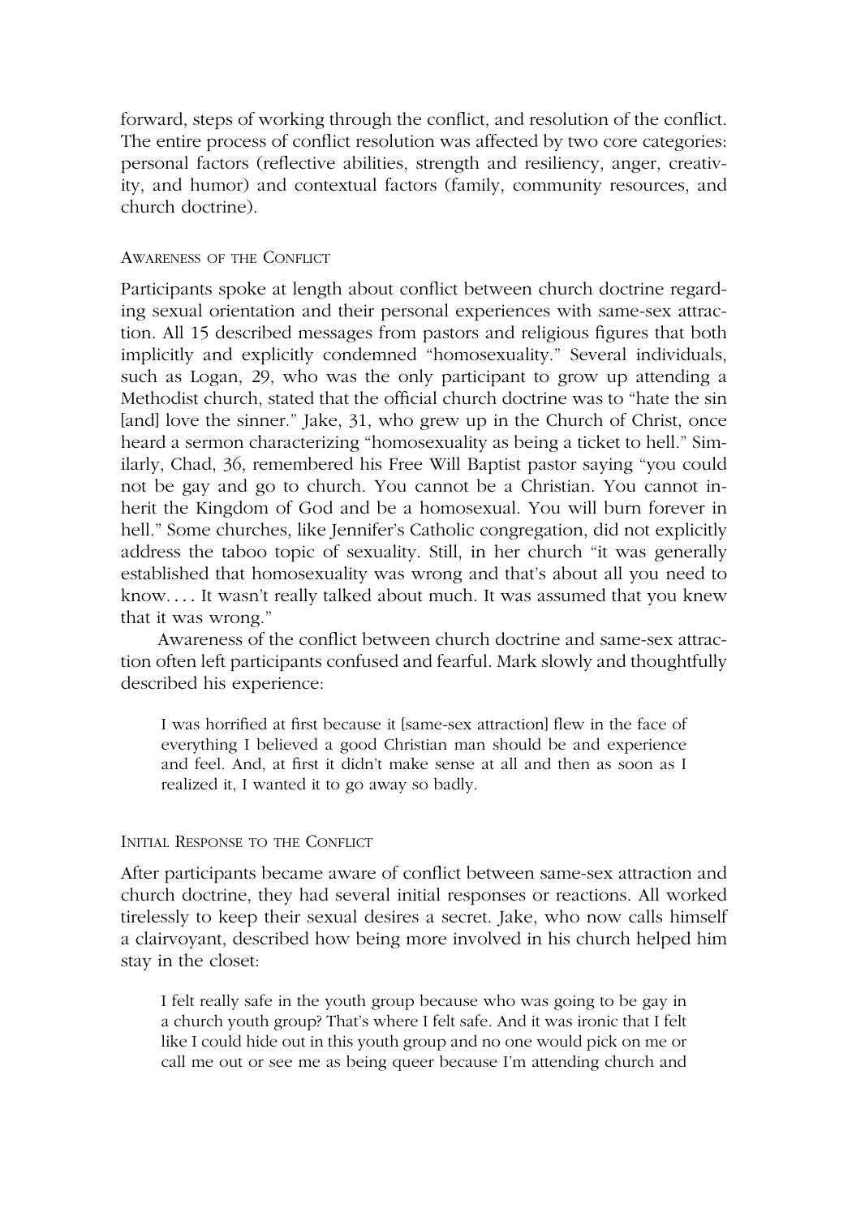forward, steps of working through the conflict, and resolution of the conflict. The entire process of conflict resolution was affected by two core categories: personal factors (reflective abilities, strength and resiliency, anger, creativity, and humor) and contextual factors (family, community resources, and church doctrine).

### Awareness of the Conflict

Participants spoke at length about conflict between church doctrine regarding sexual orientation and their personal experiences with same-sex attraction. All 15 described messages from pastors and religious figures that both implicitly and explicitly condemned "homosexuality." Several individuals, such as Logan, 29, who was the only participant to grow up attending a Methodist church, stated that the official church doctrine was to "hate the sin [and] love the sinner." Jake, 31, who grew up in the Church of Christ, once heard a sermon characterizing "homosexuality as being a ticket to hell." Similarly, Chad, 36, remembered his Free Will Baptist pastor saying "you could not be gay and go to church. You cannot be a Christian. You cannot inherit the Kingdom of God and be a homosexual. You will burn forever in hell." Some churches, like Jennifer's Catholic congregation, did not explicitly address the taboo topic of sexuality. Still, in her church "it was generally established that homosexuality was wrong and that's about all you need to know. . . . It wasn't really talked about much. It was assumed that you knew that it was wrong."

Awareness of the conflict between church doctrine and same-sex attraction often left participants confused and fearful. Mark slowly and thoughtfully described his experience:

> I was horrified at first because it [same-sex attraction] flew in the face of everything I believed a good Christian man should be and experience and feel. And, at first it didn't make sense at all and then as soon as I realized it, I wanted it to go away so badly.

### Initial Response to the Conflict

After participants became aware of conflict between same-sex attraction and church doctrine, they had several initial responses or reactions. All worked tirelessly to keep their sexual desires a secret. Jake, who now calls himself a clairvoyant, described how being more involved in his church helped him stay in the closet:

> I felt really safe in the youth group because who was going to be gay in a church youth group? That's where I felt safe. And it was ironic that I felt like I could hide out in this youth group and no one would pick on me or call me out or see me as being queer because I'm attending church and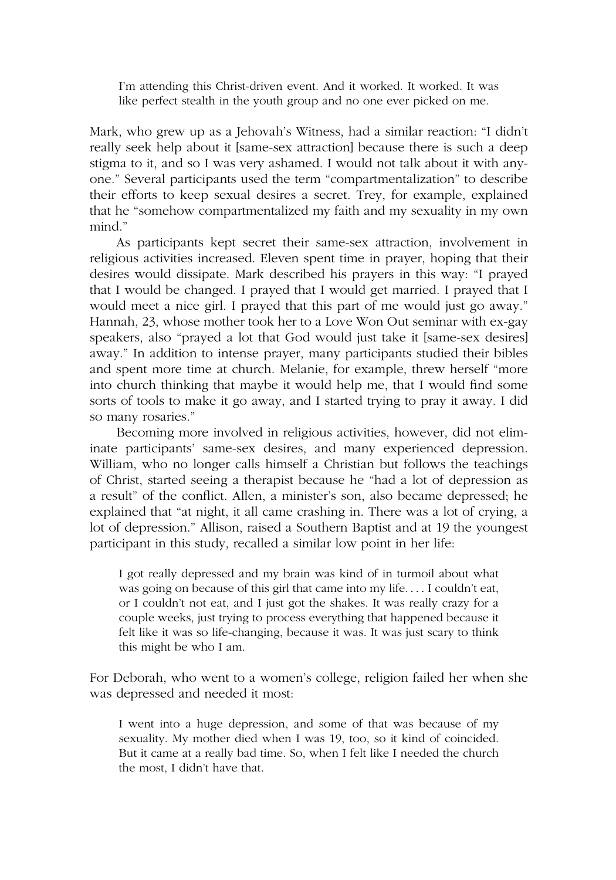> I'm attending this Christ-driven event. And it worked. It worked. It was like perfect stealth in the youth group and no one ever picked on me.

Mark, who grew up as a Jehovah's Witness, had a similar reaction: "I didn't really seek help about it [same-sex attraction] because there is such a deep stigma to it, and so I was very ashamed. I would not talk about it with anyone." Several participants used the term "compartmentalization" to describe their efforts to keep sexual desires a secret. Trey, for example, explained that he "somehow compartmentalized my faith and my sexuality in my own mind."

As participants kept secret their same-sex attraction, involvement in religious activities increased. Eleven spent time in prayer, hoping that their desires would dissipate. Mark described his prayers in this way: "I prayed that I would be changed. I prayed that I would get married. I prayed that I would meet a nice girl. I prayed that this part of me would just go away." Hannah, 23, whose mother took her to a Love Won Out seminar with ex-gay speakers, also "prayed a lot that God would just take it [same-sex desires] away." In addition to intense prayer, many participants studied their bibles and spent more time at church. Melanie, for example, threw herself "more into church thinking that maybe it would help me, that I would find some sorts of tools to make it go away, and I started trying to pray it away. I did so many rosaries."

Becoming more involved in religious activities, however, did not eliminate participants' same-sex desires, and many experienced depression. William, who no longer calls himself a Christian but follows the teachings of Christ, started seeing a therapist because he "had a lot of depression as a result" of the conflict. Allen, a minister's son, also became depressed; he explained that "at night, it all came crashing in. There was a lot of crying, a lot of depression." Allison, raised a Southern Baptist and at 19 the youngest participant in this study, recalled a similar low point in her life:

> I got really depressed and my brain was kind of in turmoil about what was going on because of this girl that came into my life. . . . I couldn't eat, or I couldn't not eat, and I just got the shakes. It was really crazy for a couple weeks, just trying to process everything that happened because it felt like it was so life-changing, because it was. It was just scary to think this might be who I am.

For Deborah, who went to a women's college, religion failed her when she was depressed and needed it most:

> I went into a huge depression, and some of that was because of my sexuality. My mother died when I was 19, too, so it kind of coincided. But it came at a really bad time. So, when I felt like I needed the church the most, I didn't have that.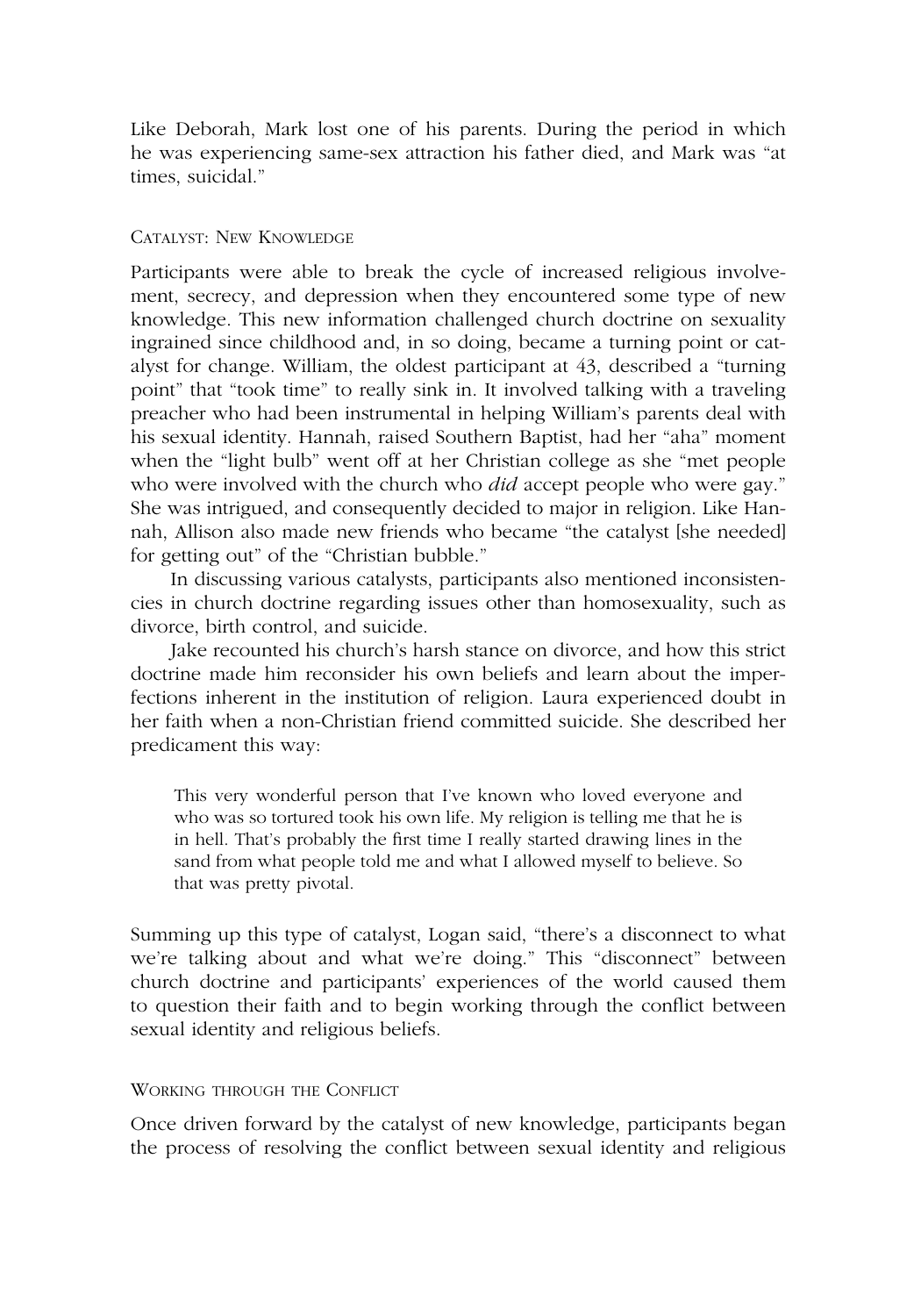Like Deborah, Mark lost one of his parents. During the period in which he was experiencing same-sex attraction his father died, and Mark was "at times, suicidal."

### Catalyst: New Knowledge

Participants were able to break the cycle of increased religious involvement, secrecy, and depression when they encountered some type of new knowledge. This new information challenged church doctrine on sexuality ingrained since childhood and, in so doing, became a turning point or catalyst for change. William, the oldest participant at 43, described a "turning point" that "took time" to really sink in. It involved talking with a traveling preacher who had been instrumental in helping William's parents deal with his sexual identity. Hannah, raised Southern Baptist, had her "aha" moment when the "light bulb" went off at her Christian college as she "met people who were involved with the church who *did* accept people who were gay." She was intrigued, and consequently decided to major in religion. Like Hannah, Allison also made new friends who became "the catalyst [she needed] for getting out" of the "Christian bubble."

In discussing various catalysts, participants also mentioned inconsistencies in church doctrine regarding issues other than homosexuality, such as divorce, birth control, and suicide.

Jake recounted his church's harsh stance on divorce, and how this strict doctrine made him reconsider his own beliefs and learn about the imperfections inherent in the institution of religion. Laura experienced doubt in her faith when a non-Christian friend committed suicide. She described her predicament this way:

> This very wonderful person that I've known who loved everyone and who was so tortured took his own life. My religion is telling me that he is in hell. That's probably the first time I really started drawing lines in the sand from what people told me and what I allowed myself to believe. So that was pretty pivotal.

Summing up this type of catalyst, Logan said, "there's a disconnect to what we're talking about and what we're doing." This "disconnect" between church doctrine and participants' experiences of the world caused them to question their faith and to begin working through the conflict between sexual identity and religious beliefs.

### Working through the Conflict

Once driven forward by the catalyst of new knowledge, participants began the process of resolving the conflict between sexual identity and religious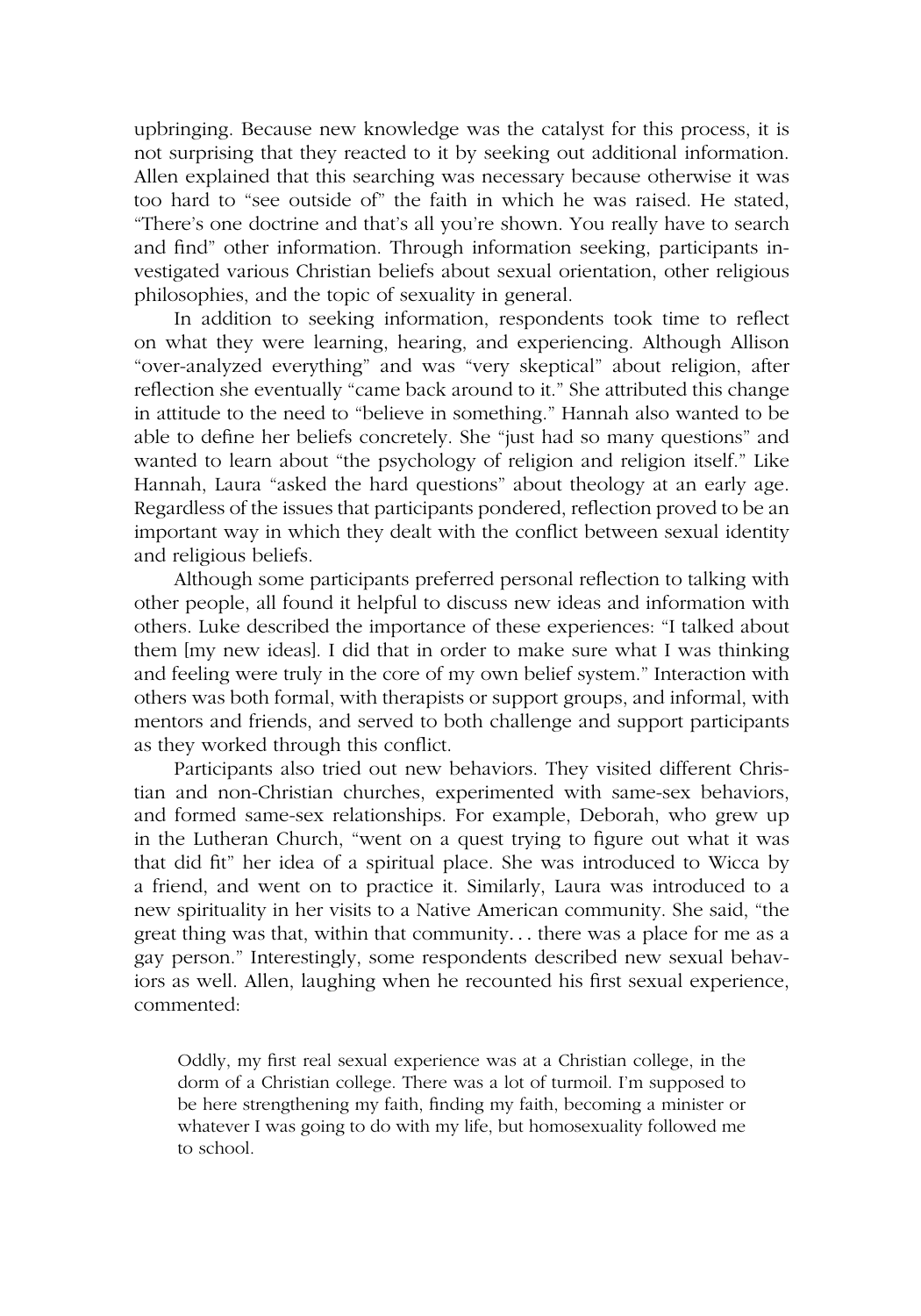upbringing. Because new knowledge was the catalyst for this process, it is not surprising that they reacted to it by seeking out additional information. Allen explained that this searching was necessary because otherwise it was too hard to "see outside of" the faith in which he was raised. He stated, "There's one doctrine and that's all you're shown. You really have to search and find" other information. Through information seeking, participants investigated various Christian beliefs about sexual orientation, other religious philosophies, and the topic of sexuality in general.

In addition to seeking information, respondents took time to reflect on what they were learning, hearing, and experiencing. Although Allison "over-analyzed everything" and was "very skeptical" about religion, after reflection she eventually "came back around to it." She attributed this change in attitude to the need to "believe in something." Hannah also wanted to be able to define her beliefs concretely. She "just had so many questions" and wanted to learn about "the psychology of religion and religion itself." Like Hannah, Laura "asked the hard questions" about theology at an early age. Regardless of the issues that participants pondered, reflection proved to be an important way in which they dealt with the conflict between sexual identity and religious beliefs.

Although some participants preferred personal reflection to talking with other people, all found it helpful to discuss new ideas and information with others. Luke described the importance of these experiences: "I talked about them [my new ideas]. I did that in order to make sure what I was thinking and feeling were truly in the core of my own belief system." Interaction with others was both formal, with therapists or support groups, and informal, with mentors and friends, and served to both challenge and support participants as they worked through this conflict.

Participants also tried out new behaviors. They visited different Christian and non-Christian churches, experimented with same-sex behaviors, and formed same-sex relationships. For example, Deborah, who grew up in the Lutheran Church, "went on a quest trying to figure out what it was that did fit" her idea of a spiritual place. She was introduced to Wicca by a friend, and went on to practice it. Similarly, Laura was introduced to a new spirituality in her visits to a Native American community. She said, "the great thing was that, within that community... there was a place for me as a gay person." Interestingly, some respondents described new sexual behaviors as well. Allen, laughing when he recounted his first sexual experience, commented:

> Oddly, my first real sexual experience was at a Christian college, in the dorm of a Christian college. There was a lot of turmoil. I'm supposed to be here strengthening my faith, finding my faith, becoming a minister or whatever I was going to do with my life, but homosexuality followed me to school.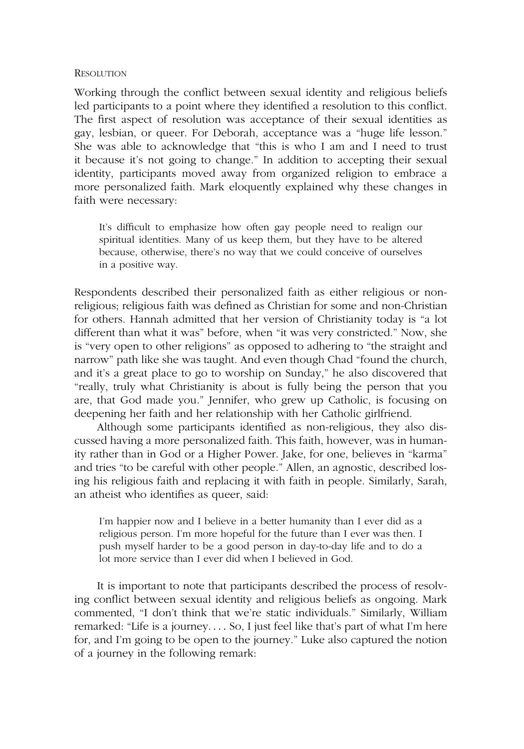### Resolution

Working through the conflict between sexual identity and religious beliefs led participants to a point where they identified a resolution to this conflict. The first aspect of resolution was acceptance of their sexual identities as gay, lesbian, or queer. For Deborah, acceptance was a "huge life lesson." She was able to acknowledge that "this is who I am and I need to trust it because it's not going to change." In addition to accepting their sexual identity, participants moved away from organized religion to embrace a more personalized faith. Mark eloquently explained why these changes in faith were necessary:

> It's difficult to emphasize how often gay people need to realign our spiritual identities. Many of us keep them, but they have to be altered because, otherwise, there's no way that we could conceive of ourselves in a positive way.

Respondents described their personalized faith as either religious or non-religious; religious faith was defined as Christian for some and non-Christian for others. Hannah admitted that her version of Christianity today is "a lot different than what it was" before, when "it was very constricted." Now, she is "very open to other religions" as opposed to adhering to "the straight and narrow" path like she was taught. And even though Chad "found the church, and it's a great place to go to worship on Sunday," he also discovered that "really, truly what Christianity is about is fully being the person that you are, that God made you." Jennifer, who grew up Catholic, is focusing on deepening her faith and her relationship with her Catholic girlfriend.

Although some participants identified as non-religious, they also discussed having a more personalized faith. This faith, however, was in humanity rather than in God or a Higher Power. Jake, for one, believes in "karma" and tries "to be careful with other people." Allen, an agnostic, described losing his religious faith and replacing it with faith in people. Similarly, Sarah, an atheist who identifies as queer, said:

> I'm happier now and I believe in a better humanity than I ever did as a religious person. I'm more hopeful for the future than I ever was then. I push myself harder to be a good person in day-to-day life and to do a lot more service than I ever did when I believed in God.

It is important to note that participants described the process of resolving conflict between sexual identity and religious beliefs as ongoing. Mark commented, "I don't think that we're static individuals." Similarly, William remarked: "Life is a journey. . . . So, I just feel like that's part of what I'm here for, and I'm going to be open to the journey." Luke also captured the notion of a journey in the following remark: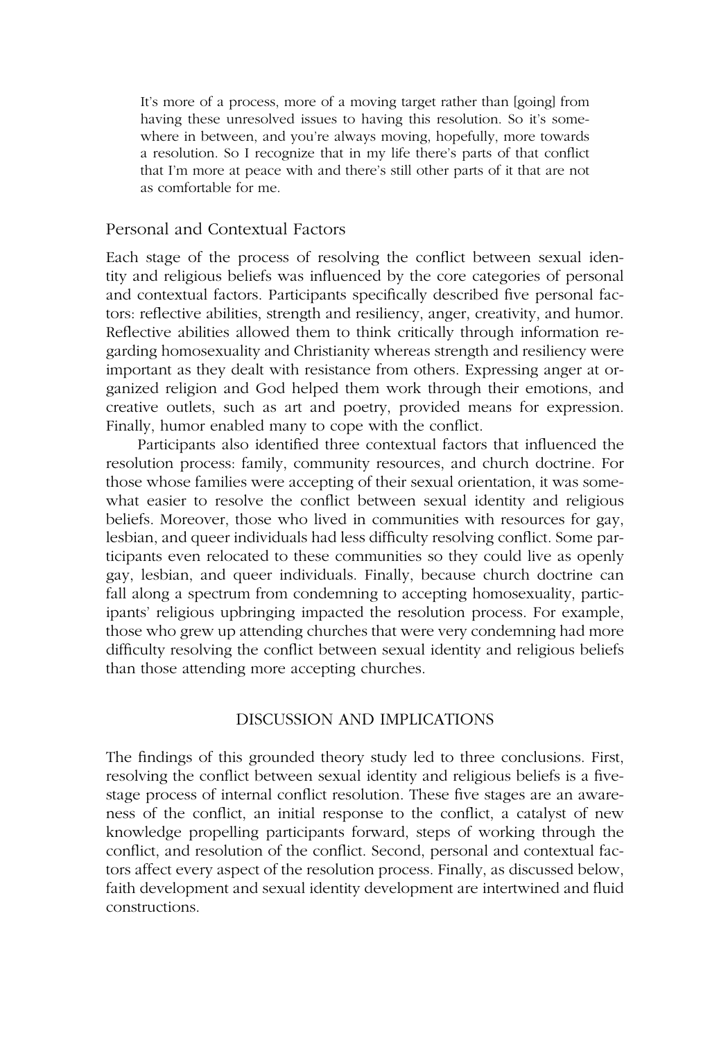> It's more of a process, more of a moving target rather than [going] from having these unresolved issues to having this resolution. So it's somewhere in between, and you're always moving, hopefully, more towards a resolution. So I recognize that in my life there's parts of that conflict that I'm more at peace with and there's still other parts of it that are not as comfortable for me.

### Personal and Contextual Factors

Each stage of the process of resolving the conflict between sexual identity and religious beliefs was influenced by the core categories of personal and contextual factors. Participants specifically described five personal factors: reflective abilities, strength and resiliency, anger, creativity, and humor. Reflective abilities allowed them to think critically through information regarding homosexuality and Christianity whereas strength and resiliency were important as they dealt with resistance from others. Expressing anger at organized religion and God helped them work through their emotions, and creative outlets, such as art and poetry, provided means for expression. Finally, humor enabled many to cope with the conflict.

Participants also identified three contextual factors that influenced the resolution process: family, community resources, and church doctrine. For those whose families were accepting of their sexual orientation, it was somewhat easier to resolve the conflict between sexual identity and religious beliefs. Moreover, those who lived in communities with resources for gay, lesbian, and queer individuals had less difficulty resolving conflict. Some participants even relocated to these communities so they could live as openly gay, lesbian, and queer individuals. Finally, because church doctrine can fall along a spectrum from condemning to accepting homosexuality, participants' religious upbringing impacted the resolution process. For example, those who grew up attending churches that were very condemning had more difficulty resolving the conflict between sexual identity and religious beliefs than those attending more accepting churches.

## DISCUSSION AND IMPLICATIONS

The findings of this grounded theory study led to three conclusions. First, resolving the conflict between sexual identity and religious beliefs is a five-stage process of internal conflict resolution. These five stages are an awareness of the conflict, an initial response to the conflict, a catalyst of new knowledge propelling participants forward, steps of working through the conflict, and resolution of the conflict. Second, personal and contextual factors affect every aspect of the resolution process. Finally, as discussed below, faith development and sexual identity development are intertwined and fluid constructions.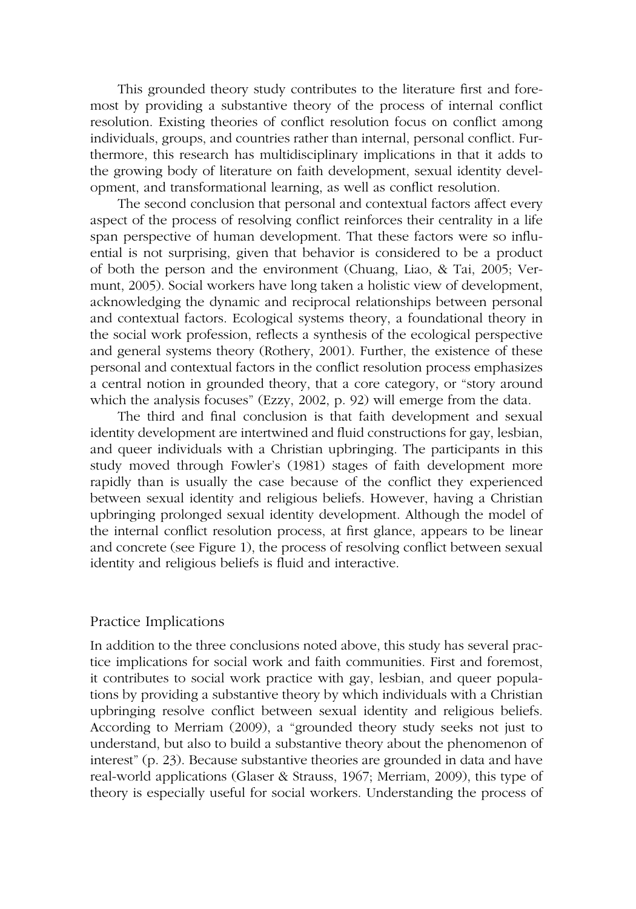This grounded theory study contributes to the literature first and foremost by providing a substantive theory of the process of internal conflict resolution. Existing theories of conflict resolution focus on conflict among individuals, groups, and countries rather than internal, personal conflict. Furthermore, this research has multidisciplinary implications in that it adds to the growing body of literature on faith development, sexual identity development, and transformational learning, as well as conflict resolution.

The second conclusion that personal and contextual factors affect every aspect of the process of resolving conflict reinforces their centrality in a life span perspective of human development. That these factors were so influential is not surprising, given that behavior is considered to be a product of both the person and the environment (Chuang, Liao, & Tai, 2005; Vermunt, 2005). Social workers have long taken a holistic view of development, acknowledging the dynamic and reciprocal relationships between personal and contextual factors. Ecological systems theory, a foundational theory in the social work profession, reflects a synthesis of the ecological perspective and general systems theory (Rothery, 2001). Further, the existence of these personal and contextual factors in the conflict resolution process emphasizes a central notion in grounded theory, that a core category, or "story around which the analysis focuses" (Ezzy, 2002, p. 92) will emerge from the data.

The third and final conclusion is that faith development and sexual identity development are intertwined and fluid constructions for gay, lesbian, and queer individuals with a Christian upbringing. The participants in this study moved through Fowler's (1981) stages of faith development more rapidly than is usually the case because of the conflict they experienced between sexual identity and religious beliefs. However, having a Christian upbringing prolonged sexual identity development. Although the model of the internal conflict resolution process, at first glance, appears to be linear and concrete (see Figure 1), the process of resolving conflict between sexual identity and religious beliefs is fluid and interactive.

## Practice Implications

In addition to the three conclusions noted above, this study has several practice implications for social work and faith communities. First and foremost, it contributes to social work practice with gay, lesbian, and queer populations by providing a substantive theory by which individuals with a Christian upbringing resolve conflict between sexual identity and religious beliefs. According to Merriam (2009), a "grounded theory study seeks not just to understand, but also to build a substantive theory about the phenomenon of interest" (p. 23). Because substantive theories are grounded in data and have real-world applications (Glaser & Strauss, 1967; Merriam, 2009), this type of theory is especially useful for social workers. Understanding the process of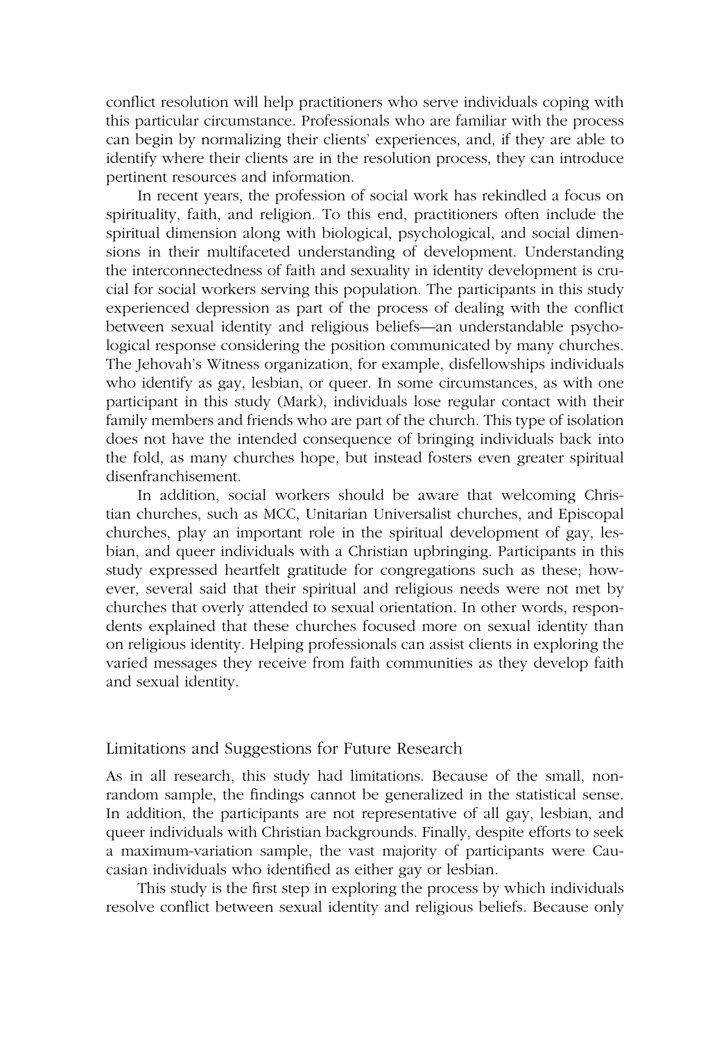conflict resolution will help practitioners who serve individuals coping with this particular circumstance. Professionals who are familiar with the process can begin by normalizing their clients' experiences, and, if they are able to identify where their clients are in the resolution process, they can introduce pertinent resources and information.

In recent years, the profession of social work has rekindled a focus on spirituality, faith, and religion. To this end, practitioners often include the spiritual dimension along with biological, psychological, and social dimensions in their multifaceted understanding of development. Understanding the interconnectedness of faith and sexuality in identity development is crucial for social workers serving this population. The participants in this study experienced depression as part of the process of dealing with the conflict between sexual identity and religious beliefs—an understandable psychological response considering the position communicated by many churches. The Jehovah's Witness organization, for example, disfellowships individuals who identify as gay, lesbian, or queer. In some circumstances, as with one participant in this study (Mark), individuals lose regular contact with their family members and friends who are part of the church. This type of isolation does not have the intended consequence of bringing individuals back into the fold, as many churches hope, but instead fosters even greater spiritual disenfranchisement.

In addition, social workers should be aware that welcoming Christian churches, such as MCC, Unitarian Universalist churches, and Episcopal churches, play an important role in the spiritual development of gay, lesbian, and queer individuals with a Christian upbringing. Participants in this study expressed heartfelt gratitude for congregations such as these; however, several said that their spiritual and religious needs were not met by churches that overly attended to sexual orientation. In other words, respondents explained that these churches focused more on sexual identity than on religious identity. Helping professionals can assist clients in exploring the varied messages they receive from faith communities as they develop faith and sexual identity.

## Limitations and Suggestions for Future Research

As in all research, this study had limitations. Because of the small, nonrandom sample, the findings cannot be generalized in the statistical sense. In addition, the participants are not representative of all gay, lesbian, and queer individuals with Christian backgrounds. Finally, despite efforts to seek a maximum-variation sample, the vast majority of participants were Caucasian individuals who identified as either gay or lesbian.

This study is the first step in exploring the process by which individuals resolve conflict between sexual identity and religious beliefs. Because only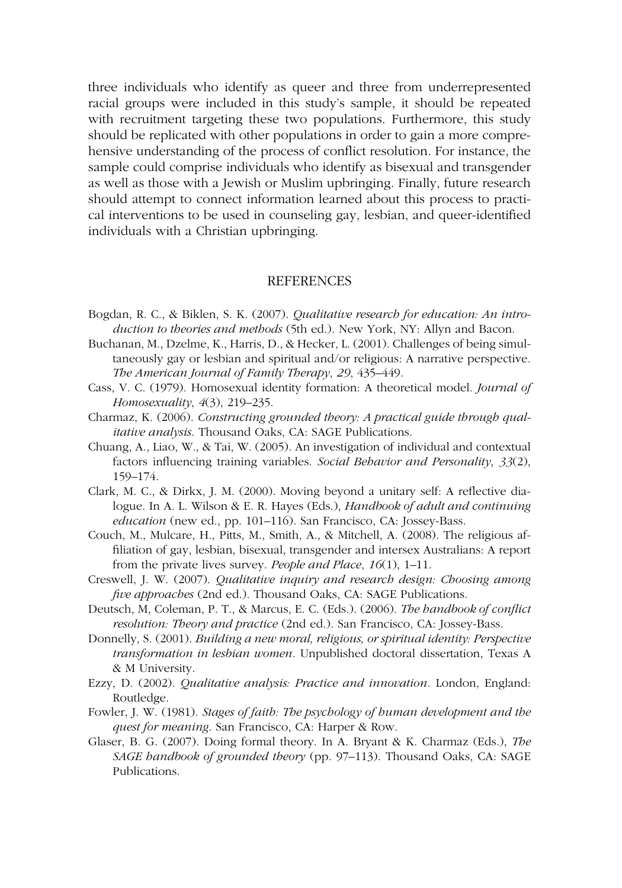three individuals who identify as queer and three from underrepresented racial groups were included in this study's sample, it should be repeated with recruitment targeting these two populations. Furthermore, this study should be replicated with other populations in order to gain a more comprehensive understanding of the process of conflict resolution. For instance, the sample could comprise individuals who identify as bisexual and transgender as well as those with a Jewish or Muslim upbringing. Finally, future research should attempt to connect information learned about this process to practical interventions to be used in counseling gay, lesbian, and queer-identified individuals with a Christian upbringing.

## REFERENCES

Bogdan, R. C., & Biklen, S. K. (2007). *Qualitative research for education: An introduction to theories and methods* (5th ed.). New York, NY: Allyn and Bacon.

Buchanan, M., Dzelme, K., Harris, D., & Hecker, L. (2001). Challenges of being simultaneously gay or lesbian and spiritual and/or religious: A narrative perspective. *The American Journal of Family Therapy*, *29*, 435–449.

Cass, V. C. (1979). Homosexual identity formation: A theoretical model. *Journal of Homosexuality*, *4*(3), 219–235.

Charmaz, K. (2006). *Constructing grounded theory: A practical guide through qualitative analysis*. Thousand Oaks, CA: SAGE Publications.

Chuang, A., Liao, W., & Tai, W. (2005). An investigation of individual and contextual factors influencing training variables. *Social Behavior and Personality*, *33*(2), 159–174.

Clark, M. C., & Dirkx, J. M. (2000). Moving beyond a unitary self: A reflective dialogue. In A. L. Wilson & E. R. Hayes (Eds.), *Handbook of adult and continuing education* (new ed., pp. 101–116). San Francisco, CA: Jossey-Bass.

Couch, M., Mulcare, H., Pitts, M., Smith, A., & Mitchell, A. (2008). The religious affiliation of gay, lesbian, bisexual, transgender and intersex Australians: A report from the private lives survey. *People and Place*, *16*(1), 1–11.

Creswell, J. W. (2007). *Qualitative inquiry and research design: Choosing among five approaches* (2nd ed.). Thousand Oaks, CA: SAGE Publications.

Deutsch, M, Coleman, P. T., & Marcus, E. C. (Eds.). (2006). *The handbook of conflict resolution: Theory and practice* (2nd ed.). San Francisco, CA: Jossey-Bass.

Donnelly, S. (2001). *Building a new moral, religious, or spiritual identity: Perspective transformation in lesbian women*. Unpublished doctoral dissertation, Texas A & M University.

Ezzy, D. (2002). *Qualitative analysis: Practice and innovation*. London, England: Routledge.

Fowler, J. W. (1981). *Stages of faith: The psychology of human development and the quest for meaning*. San Francisco, CA: Harper & Row.

Glaser, B. G. (2007). Doing formal theory. In A. Bryant & K. Charmaz (Eds.), *The SAGE handbook of grounded theory* (pp. 97–113). Thousand Oaks, CA: SAGE Publications.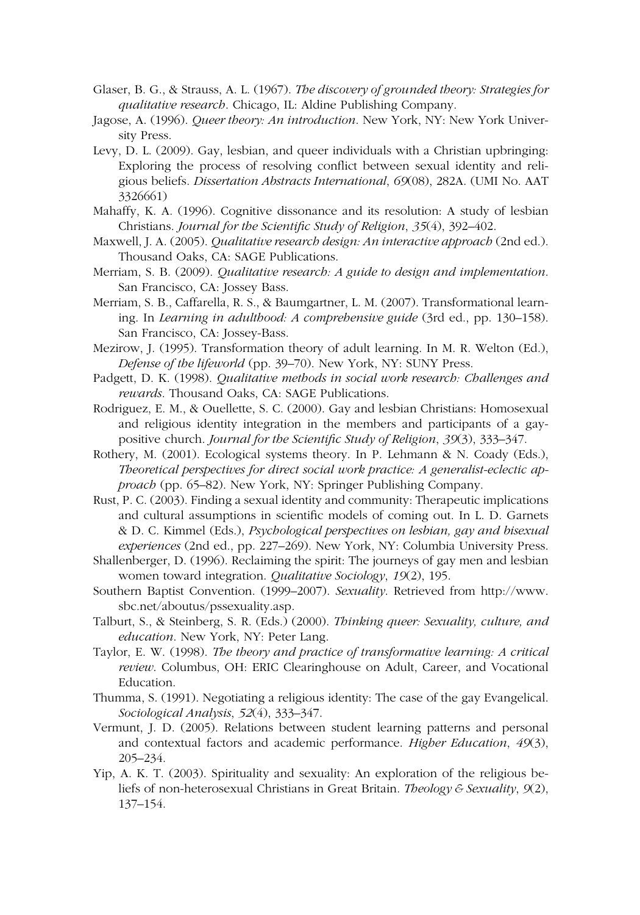Glaser, B. G., & Strauss, A. L. (1967). *The discovery of grounded theory: Strategies for qualitative research*. Chicago, IL: Aldine Publishing Company.

Jagose, A. (1996). *Queer theory: An introduction*. New York, NY: New York University Press.

Levy, D. L. (2009). Gay, lesbian, and queer individuals with a Christian upbringing: Exploring the process of resolving conflict between sexual identity and religious beliefs. *Dissertation Abstracts International*, *69*(08), 282A. (UMI No. AAT 3326661)

Mahaffy, K. A. (1996). Cognitive dissonance and its resolution: A study of lesbian Christians. *Journal for the Scientific Study of Religion*, *35*(4), 392–402.

Maxwell, J. A. (2005). *Qualitative research design: An interactive approach* (2nd ed.). Thousand Oaks, CA: SAGE Publications.

Merriam, S. B. (2009). *Qualitative research: A guide to design and implementation*. San Francisco, CA: Jossey Bass.

Merriam, S. B., Caffarella, R. S., & Baumgartner, L. M. (2007). Transformational learning. In *Learning in adulthood: A comprehensive guide* (3rd ed., pp. 130–158). San Francisco, CA: Jossey-Bass.

Mezirow, J. (1995). Transformation theory of adult learning. In M. R. Welton (Ed.), *Defense of the lifeworld* (pp. 39–70). New York, NY: SUNY Press.

Padgett, D. K. (1998). *Qualitative methods in social work research: Challenges and rewards*. Thousand Oaks, CA: SAGE Publications.

Rodriguez, E. M., & Ouellette, S. C. (2000). Gay and lesbian Christians: Homosexual and religious identity integration in the members and participants of a gay-positive church. *Journal for the Scientific Study of Religion*, *39*(3), 333–347.

Rothery, M. (2001). Ecological systems theory. In P. Lehmann & N. Coady (Eds.), *Theoretical perspectives for direct social work practice: A generalist-eclectic approach* (pp. 65–82). New York, NY: Springer Publishing Company.

Rust, P. C. (2003). Finding a sexual identity and community: Therapeutic implications and cultural assumptions in scientific models of coming out. In L. D. Garnets & D. C. Kimmel (Eds.), *Psychological perspectives on lesbian, gay and bisexual experiences* (2nd ed., pp. 227–269). New York, NY: Columbia University Press.

Shallenberger, D. (1996). Reclaiming the spirit: The journeys of gay men and lesbian women toward integration. *Qualitative Sociology*, *19*(2), 195.

Southern Baptist Convention. (1999–2007). *Sexuality*. Retrieved from http://www.sbc.net/aboutus/pssexuality.asp.

Talburt, S., & Steinberg, S. R. (Eds.) (2000). *Thinking queer: Sexuality, culture, and education*. New York, NY: Peter Lang.

Taylor, E. W. (1998). *The theory and practice of transformative learning: A critical review*. Columbus, OH: ERIC Clearinghouse on Adult, Career, and Vocational Education.

Thumma, S. (1991). Negotiating a religious identity: The case of the gay Evangelical. *Sociological Analysis*, *52*(4), 333–347.

Vermunt, J. D. (2005). Relations between student learning patterns and personal and contextual factors and academic performance. *Higher Education*, *49*(3), 205–234.

Yip, A. K. T. (2003). Spirituality and sexuality: An exploration of the religious beliefs of non-heterosexual Christians in Great Britain. *Theology & Sexuality*, *9*(2), 137–154.